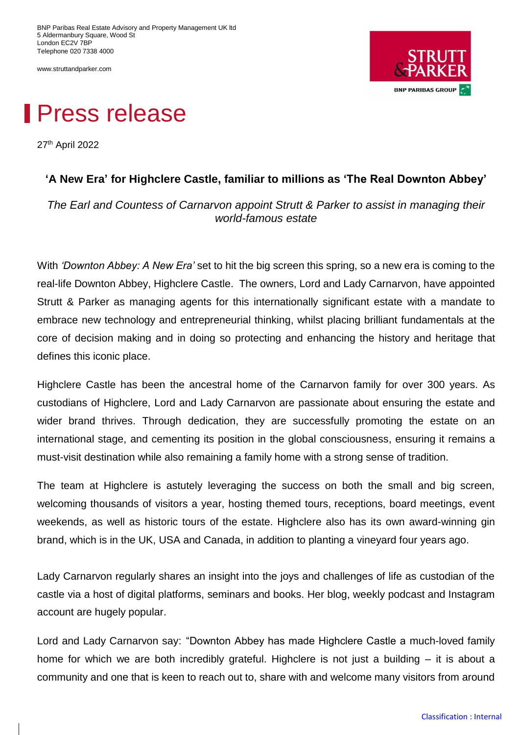BNP Paribas Real Estate Advisory and Property Management UK ltd
5 Aldermanbury Square, Wood St
London EC2V 7BP
Telephone 020 7338 4000

www.struttandparker.com

# Press release

27th April 2022

### ‘A New Era’ for Highclere Castle, familiar to millions as ‘The Real Downton Abbey’

*The Earl and Countess of Carnarvon appoint Strutt & Parker to assist in managing their world-famous estate*

With *‘Downton Abbey: A New Era’* set to hit the big screen this spring, so a new era is coming to the real-life Downton Abbey, Highclere Castle. The owners, Lord and Lady Carnarvon, have appointed Strutt & Parker as managing agents for this internationally significant estate with a mandate to embrace new technology and entrepreneurial thinking, whilst placing brilliant fundamentals at the core of decision making and in doing so protecting and enhancing the history and heritage that defines this iconic place.

Highclere Castle has been the ancestral home of the Carnarvon family for over 300 years. As custodians of Highclere, Lord and Lady Carnarvon are passionate about ensuring the estate and wider brand thrives. Through dedication, they are successfully promoting the estate on an international stage, and cementing its position in the global consciousness, ensuring it remains a must-visit destination while also remaining a family home with a strong sense of tradition.

The team at Highclere is astutely leveraging the success on both the small and big screen, welcoming thousands of visitors a year, hosting themed tours, receptions, board meetings, event weekends, as well as historic tours of the estate. Highclere also has its own award-winning gin brand, which is in the UK, USA and Canada, in addition to planting a vineyard four years ago.

Lady Carnarvon regularly shares an insight into the joys and challenges of life as custodian of the castle via a host of digital platforms, seminars and books. Her blog, weekly podcast and Instagram account are hugely popular.

Lord and Lady Carnarvon say: “Downton Abbey has made Highclere Castle a much-loved family home for which we are both incredibly grateful. Highclere is not just a building – it is about a community and one that is keen to reach out to, share with and welcome many visitors from around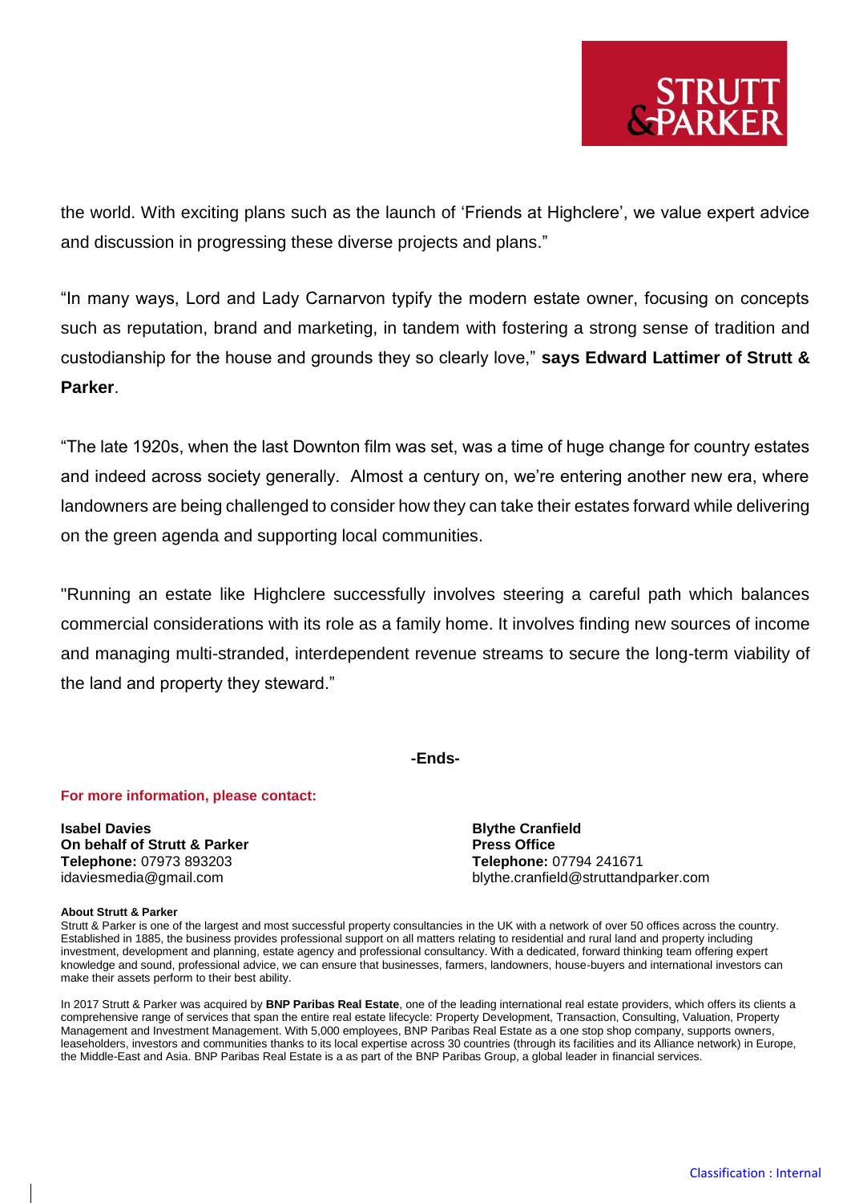the world. With exciting plans such as the launch of 'Friends at Highclere', we value expert advice and discussion in progressing these diverse projects and plans."

"In many ways, Lord and Lady Carnarvon typify the modern estate owner, focusing on concepts such as reputation, brand and marketing, in tandem with fostering a strong sense of tradition and custodianship for the house and grounds they so clearly love," **says Edward Lattimer of Strutt & Parker**.

"The late 1920s, when the last Downton film was set, was a time of huge change for country estates and indeed across society generally. Almost a century on, we're entering another new era, where landowners are being challenged to consider how they can take their estates forward while delivering on the green agenda and supporting local communities.

"Running an estate like Highclere successfully involves steering a careful path which balances commercial considerations with its role as a family home. It involves finding new sources of income and managing multi-stranded, interdependent revenue streams to secure the long-term viability of the land and property they steward."

**-Ends-**

**For more information, please contact:**

**Isabel Davies**
**On behalf of Strutt & Parker**
**Telephone:** 07973 893203
idaviesmedia@gmail.com

**Blythe Cranfield**
**Press Office**
**Telephone:** 07794 241671
blythe.cranfield@struttandparker.com

**About Strutt & Parker**

Strutt & Parker is one of the largest and most successful property consultancies in the UK with a network of over 50 offices across the country. Established in 1885, the business provides professional support on all matters relating to residential and rural land and property including investment, development and planning, estate agency and professional consultancy. With a dedicated, forward thinking team offering expert knowledge and sound, professional advice, we can ensure that businesses, farmers, landowners, house-buyers and international investors can make their assets perform to their best ability.

In 2017 Strutt & Parker was acquired by **BNP Paribas Real Estate**, one of the leading international real estate providers, which offers its clients a comprehensive range of services that span the entire real estate lifecycle: Property Development, Transaction, Consulting, Valuation, Property Management and Investment Management. With 5,000 employees, BNP Paribas Real Estate as a one stop shop company, supports owners, leaseholders, investors and communities thanks to its local expertise across 30 countries (through its facilities and its Alliance network) in Europe, the Middle-East and Asia. BNP Paribas Real Estate is a as part of the BNP Paribas Group, a global leader in financial services.